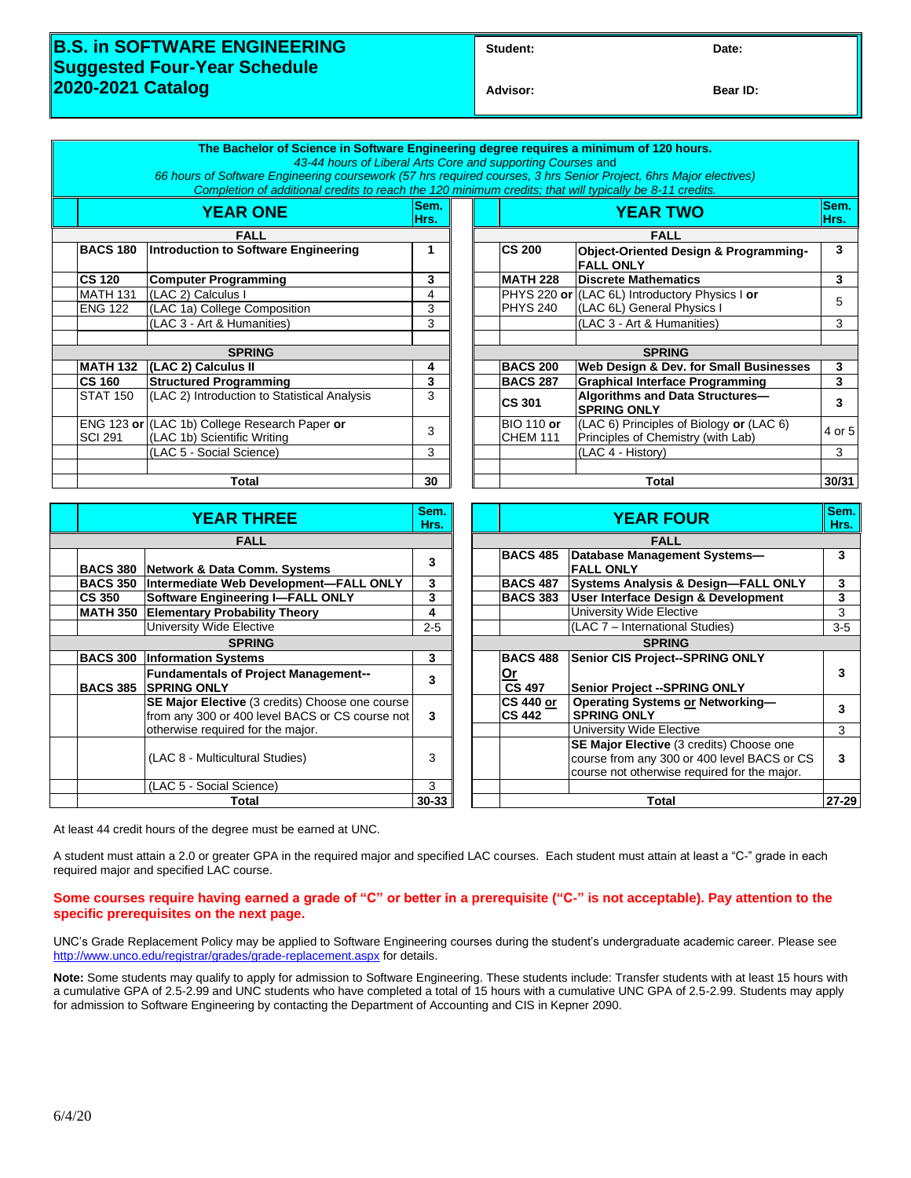# B.S. in SOFTWARE ENGINEERING
## Suggested Four-Year Schedule
## 2020-2021 Catalog

| Student: | Date: |
|---|---|
| Advisor: | Bear ID: |

**The Bachelor of Science in Software Engineering degree requires a minimum of 120 hours.**
*43-44 hours of Liberal Arts Core and supporting Courses* and
*66 hours of Software Engineering coursework (57 hrs required courses, 3 hrs Senior Project, 6hrs Major electives)*
*Completion of additional credits to reach the 120 minimum credits; that will typically be 8-11 credits.*

### YEAR ONE

| | Course | Title | Sem. Hrs. |
|---|---|---|---|
| | | **FALL** | |
| | **BACS 180** | **Introduction to Software Engineering** | **1** |
| | **CS 120** | **Computer Programming** | **3** |
| | MATH 131 | (LAC 2) Calculus I | 4 |
| | ENG 122 | (LAC 1a) College Composition | 3 |
| | | (LAC 3 - Art & Humanities) | 3 |
| | | | |
| | | **SPRING** | |
| | **MATH 132** | **(LAC 2) Calculus II** | **4** |
| | **CS 160** | **Structured Programming** | **3** |
| | STAT 150 | (LAC 2) Introduction to Statistical Analysis | 3 |
| | ENG 123 **or** SCI 291 | (LAC 1b) College Research Paper **or** (LAC 1b) Scientific Writing | 3 |
| | | (LAC 5 - Social Science) | 3 |
| | | | |
| | | **Total** | **30** |

### YEAR TWO

| | Course | Title | Sem. Hrs. |
|---|---|---|---|
| | | **FALL** | |
| | **CS 200** | **Object-Oriented Design & Programming-FALL ONLY** | **3** |
| | **MATH 228** | **Discrete Mathematics** | **3** |
| | PHYS 220 **or** PHYS 240 | (LAC 6L) Introductory Physics I **or** (LAC 6L) General Physics I | 5 |
| | | (LAC 3 - Art & Humanities) | 3 |
| | | | |
| | | **SPRING** | |
| | **BACS 200** | **Web Design & Dev. for Small Businesses** | **3** |
| | **BACS 287** | **Graphical Interface Programming** | **3** |
| | **CS 301** | **Algorithms and Data Structures—SPRING ONLY** | **3** |
| | BIO 110 **or** CHEM 111 | (LAC 6) Principles of Biology **or** (LAC 6) Principles of Chemistry (with Lab) | 4 or 5 |
| | | (LAC 4 - History) | 3 |
| | | | |
| | | **Total** | **30/31** |

### YEAR THREE

| | Course | Title | Sem. Hrs. |
|---|---|---|---|
| | | **FALL** | |
| | **BACS 380** | **Network & Data Comm. Systems** | **3** |
| | **BACS 350** | **Intermediate Web Development—FALL ONLY** | **3** |
| | **CS 350** | **Software Engineering I—FALL ONLY** | **3** |
| | **MATH 350** | **Elementary Probability Theory** | **4** |
| | | University Wide Elective | 2-5 |
| | | **SPRING** | |
| | **BACS 300** | **Information Systems** | **3** |
| | **BACS 385** | **Fundamentals of Project Management--SPRING ONLY** | **3** |
| | | **SE Major Elective** (3 credits) Choose one course from any 300 or 400 level BACS or CS course not otherwise required for the major. | **3** |
| | | (LAC 8 - Multicultural Studies) | 3 |
| | | (LAC 5 - Social Science) | 3 |
| | | **Total** | **30-33** |

### YEAR FOUR

| | Course | Title | Sem. Hrs. |
|---|---|---|---|
| | | **FALL** | |
| | **BACS 485** | **Database Management Systems—FALL ONLY** | **3** |
| | **BACS 487** | **Systems Analysis & Design—FALL ONLY** | **3** |
| | **BACS 383** | **User Interface Design & Development** | **3** |
| | | University Wide Elective | 3 |
| | | (LAC 7 – International Studies) | 3-5 |
| | | **SPRING** | |
| | **BACS 488 Or CS 497** | **Senior CIS Project--SPRING ONLY** / **Senior Project --SPRING ONLY** | **3** |
| | **CS 440 or CS 442** | **Operating Systems or Networking—SPRING ONLY** | **3** |
| | | University Wide Elective | 3 |
| | | **SE Major Elective** (3 credits) Choose one course from any 300 or 400 level BACS or CS course not otherwise required for the major. | **3** |
| | | | |
| | | **Total** | **27-29** |

At least 44 credit hours of the degree must be earned at UNC.

A student must attain a 2.0 or greater GPA in the required major and specified LAC courses. Each student must attain at least a "C-" grade in each required major and specified LAC course.

**Some courses require having earned a grade of "C" or better in a prerequisite ("C-" is not acceptable). Pay attention to the specific prerequisites on the next page.**

UNC's Grade Replacement Policy may be applied to Software Engineering courses during the student's undergraduate academic career. Please see http://www.unco.edu/registrar/grades/grade-replacement.aspx for details.

**Note:** Some students may qualify to apply for admission to Software Engineering. These students include: Transfer students with at least 15 hours with a cumulative GPA of 2.5-2.99 and UNC students who have completed a total of 15 hours with a cumulative UNC GPA of 2.5-2.99. Students may apply for admission to Software Engineering by contacting the Department of Accounting and CIS in Kepner 2090.

6/4/20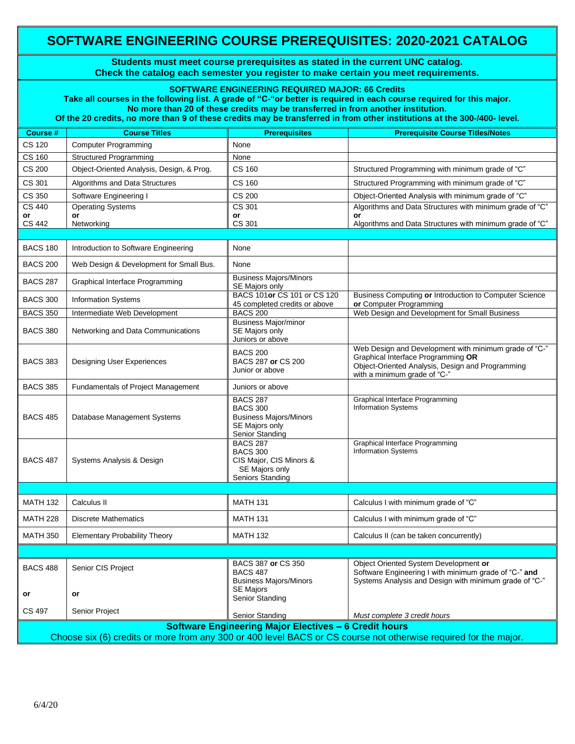# SOFTWARE ENGINEERING COURSE PREREQUISITES: 2020-2021 CATALOG

**Students must meet course prerequisites as stated in the current UNC catalog.**
**Check the catalog each semester you register to make certain you meet requirements.**

**SOFTWARE ENGINEERING REQUIRED MAJOR: 66 Credits**
**Take all courses in the following list. A grade of "C-"or better is required in each course required for this major.**
**No more than 20 of these credits may be transferred in from another institution.**
**Of the 20 credits, no more than 9 of these credits may be transferred in from other institutions at the 300-/400- level.**

| Course # | Course Titles | Prerequisites | Prerequisite Course Titles/Notes |
|---|---|---|---|
| CS 120 | Computer Programming | None | |
| CS 160 | Structured Programming | None | |
| CS 200 | Object-Oriented Analysis, Design, & Prog. | CS 160 | Structured Programming with minimum grade of "C" |
| CS 301 | Algorithms and Data Structures | CS 160 | Structured Programming with minimum grade of "C" |
| CS 350 | Software Engineering I | CS 200 | Object-Oriented Analysis with minimum grade of "C" |
| CS 440 **or** CS 442 | Operating Systems **or** Networking | CS 301 **or** CS 301 | Algorithms and Data Structures with minimum grade of "C" **or** Algorithms and Data Structures with minimum grade of "C" |
| | | | |
| BACS 180 | Introduction to Software Engineering | None | |
| BACS 200 | Web Design & Development for Small Bus. | None | |
| BACS 287 | Graphical Interface Programming | Business Majors/Minors SE Majors only | |
| BACS 300 | Information Systems | BACS 101**or** CS 101 or CS 120 45 completed credits or above | Business Computing **or** Introduction to Computer Science **or** Computer Programming |
| BACS 350 | Intermediate Web Development | BACS 200 | Web Design and Development for Small Business |
| BACS 380 | Networking and Data Communications | Business Major/minor SE Majors only Juniors or above | |
| BACS 383 | Designing User Experiences | BACS 200 BACS 287 **or** CS 200 Junior or above | Web Design and Development with minimum grade of "C-" Graphical Interface Programming **OR** Object-Oriented Analysis, Design and Programming with a minimum grade of "C-" |
| BACS 385 | Fundamentals of Project Management | Juniors or above | |
| BACS 485 | Database Management Systems | BACS 287 BACS 300 Business Majors/Minors SE Majors only Senior Standing | Graphical Interface Programming Information Systems |
| BACS 487 | Systems Analysis & Design | BACS 287 BACS 300 CIS Major, CIS Minors & SE Majors only Seniors Standing | Graphical Interface Programming Information Systems |
| | | | |
| MATH 132 | Calculus II | MATH 131 | Calculus I with minimum grade of "C" |
| MATH 228 | Discrete Mathematics | MATH 131 | Calculus I with minimum grade of "C" |
| MATH 350 | Elementary Probability Theory | MATH 132 | Calculus II (can be taken concurrently) |
| | | | |
| BACS 488 **or** CS 497 | Senior CIS Project **or** Senior Project | BACS 387 **or** CS 350 BACS 487 Business Majors/Minors SE Majors Senior Standing; Senior Standing | Object Oriented System Development **or** Software Engineering I with minimum grade of "C-" **and** Systems Analysis and Design with minimum grade of "C-"; *Must complete 3 credit hours* |

**Software Engineering Major Electives – 6 Credit hours**

Choose six (6) credits or more from any 300 or 400 level BACS or CS course not otherwise required for the major.

6/4/20